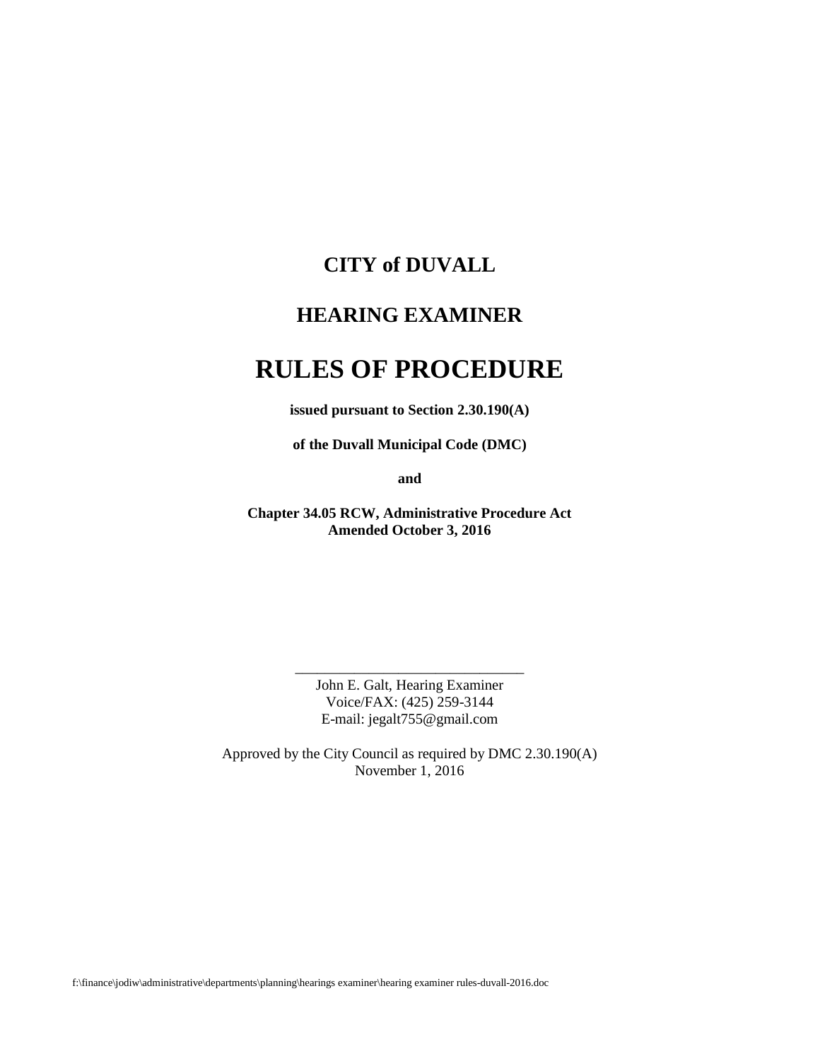# CITY of DUVALL

## HEARING EXAMINER

# RULES OF PROCEDURE

**issued pursuant to Section 2.30.190(A)**

**of the Duvall Municipal Code (DMC)**

**and**

**Chapter 34.05 RCW, Administrative Procedure Act**
**Amended October 3, 2016**

_______________________________
John E. Galt, Hearing Examiner
Voice/FAX: (425) 259-3144
E-mail: jegalt755@gmail.com

Approved by the City Council as required by DMC 2.30.190(A)
November 1, 2016

f:\finance\jodiw\administrative\departments\planning\hearings examiner\hearing examiner rules-duvall-2016.doc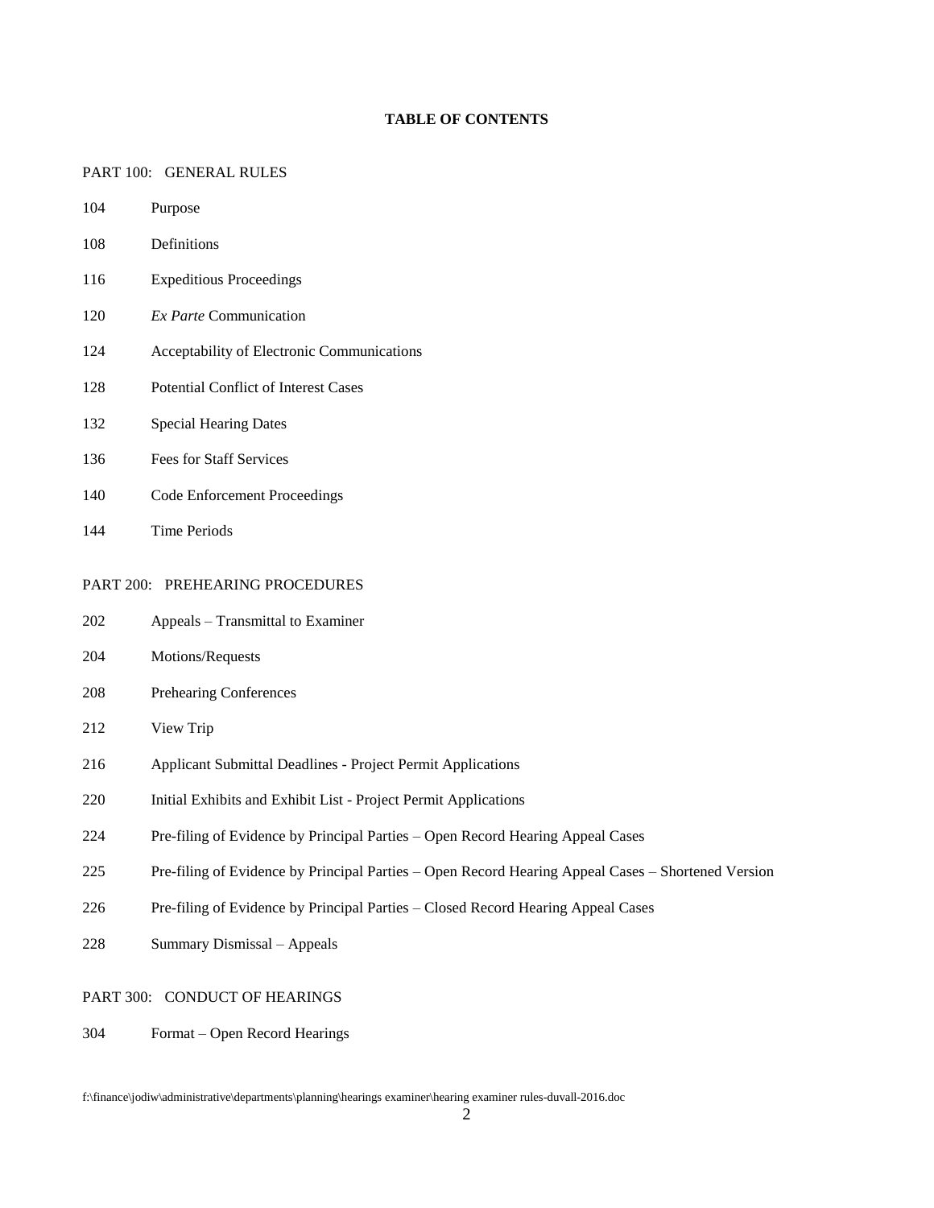# TABLE OF CONTENTS

PART 100: GENERAL RULES

| | |
|---|---|
| 104 | Purpose |
| 108 | Definitions |
| 116 | Expeditious Proceedings |
| 120 | *Ex Parte* Communication |
| 124 | Acceptability of Electronic Communications |
| 128 | Potential Conflict of Interest Cases |
| 132 | Special Hearing Dates |
| 136 | Fees for Staff Services |
| 140 | Code Enforcement Proceedings |
| 144 | Time Periods |

PART 200: PREHEARING PROCEDURES

| | |
|---|---|
| 202 | Appeals – Transmittal to Examiner |
| 204 | Motions/Requests |
| 208 | Prehearing Conferences |
| 212 | View Trip |
| 216 | Applicant Submittal Deadlines - Project Permit Applications |
| 220 | Initial Exhibits and Exhibit List - Project Permit Applications |
| 224 | Pre-filing of Evidence by Principal Parties – Open Record Hearing Appeal Cases |
| 225 | Pre-filing of Evidence by Principal Parties – Open Record Hearing Appeal Cases – Shortened Version |
| 226 | Pre-filing of Evidence by Principal Parties – Closed Record Hearing Appeal Cases |
| 228 | Summary Dismissal – Appeals |

PART 300: CONDUCT OF HEARINGS

| | |
|---|---|
| 304 | Format – Open Record Hearings |

f:\finance\jodiw\administrative\departments\planning\hearings examiner\hearing examiner rules-duvall-2016.doc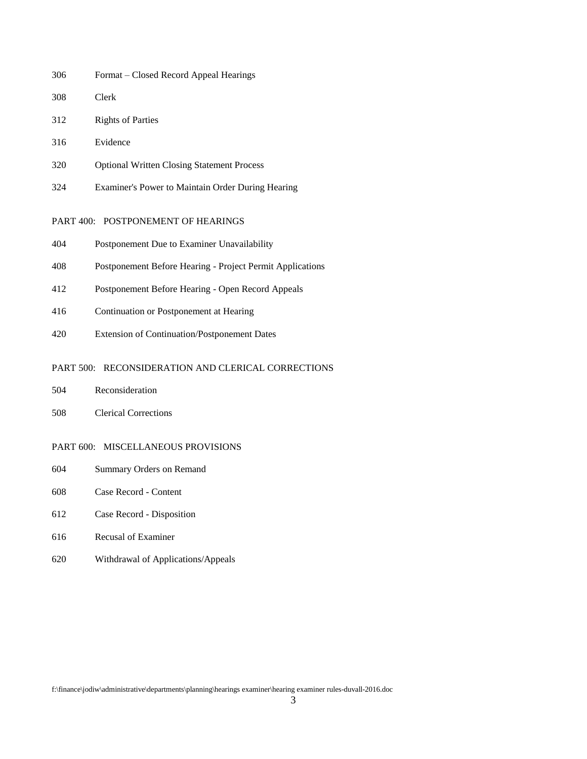306 Format – Closed Record Appeal Hearings

308 Clerk

312 Rights of Parties

316 Evidence

320 Optional Written Closing Statement Process

324 Examiner's Power to Maintain Order During Hearing

PART 400: POSTPONEMENT OF HEARINGS

404 Postponement Due to Examiner Unavailability

408 Postponement Before Hearing - Project Permit Applications

412 Postponement Before Hearing - Open Record Appeals

416 Continuation or Postponement at Hearing

420 Extension of Continuation/Postponement Dates

PART 500: RECONSIDERATION AND CLERICAL CORRECTIONS

504 Reconsideration

508 Clerical Corrections

PART 600: MISCELLANEOUS PROVISIONS

604 Summary Orders on Remand

608 Case Record - Content

612 Case Record - Disposition

616 Recusal of Examiner

620 Withdrawal of Applications/Appeals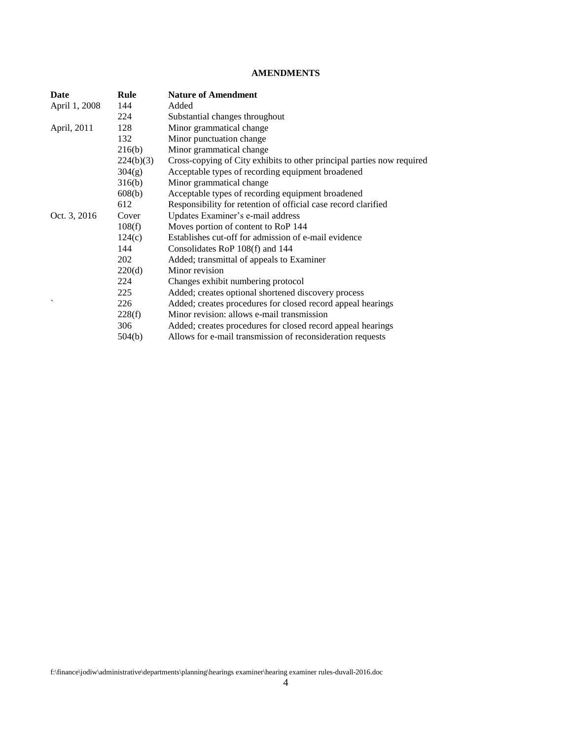# AMENDMENTS

| Date | Rule | Nature of Amendment |
|---|---|---|
| April 1, 2008 | 144 | Added |
| | 224 | Substantial changes throughout |
| April, 2011 | 128 | Minor grammatical change |
| | 132 | Minor punctuation change |
| | 216(b) | Minor grammatical change |
| | 224(b)(3) | Cross-copying of City exhibits to other principal parties now required |
| | 304(g) | Acceptable types of recording equipment broadened |
| | 316(b) | Minor grammatical change |
| | 608(b) | Acceptable types of recording equipment broadened |
| | 612 | Responsibility for retention of official case record clarified |
| Oct. 3, 2016 | Cover | Updates Examiner's e-mail address |
| | 108(f) | Moves portion of content to RoP 144 |
| | 124(c) | Establishes cut-off for admission of e-mail evidence |
| | 144 | Consolidates RoP 108(f) and 144 |
| | 202 | Added; transmittal of appeals to Examiner |
| | 220(d) | Minor revision |
| | 224 | Changes exhibit numbering protocol |
| | 225 | Added; creates optional shortened discovery process |
| ` | 226 | Added; creates procedures for closed record appeal hearings |
| | 228(f) | Minor revision: allows e-mail transmission |
| | 306 | Added; creates procedures for closed record appeal hearings |
| | 504(b) | Allows for e-mail transmission of reconsideration requests |

f:\finance\jodiw\administrative\departments\planning\hearings examiner\hearing examiner rules-duvall-2016.doc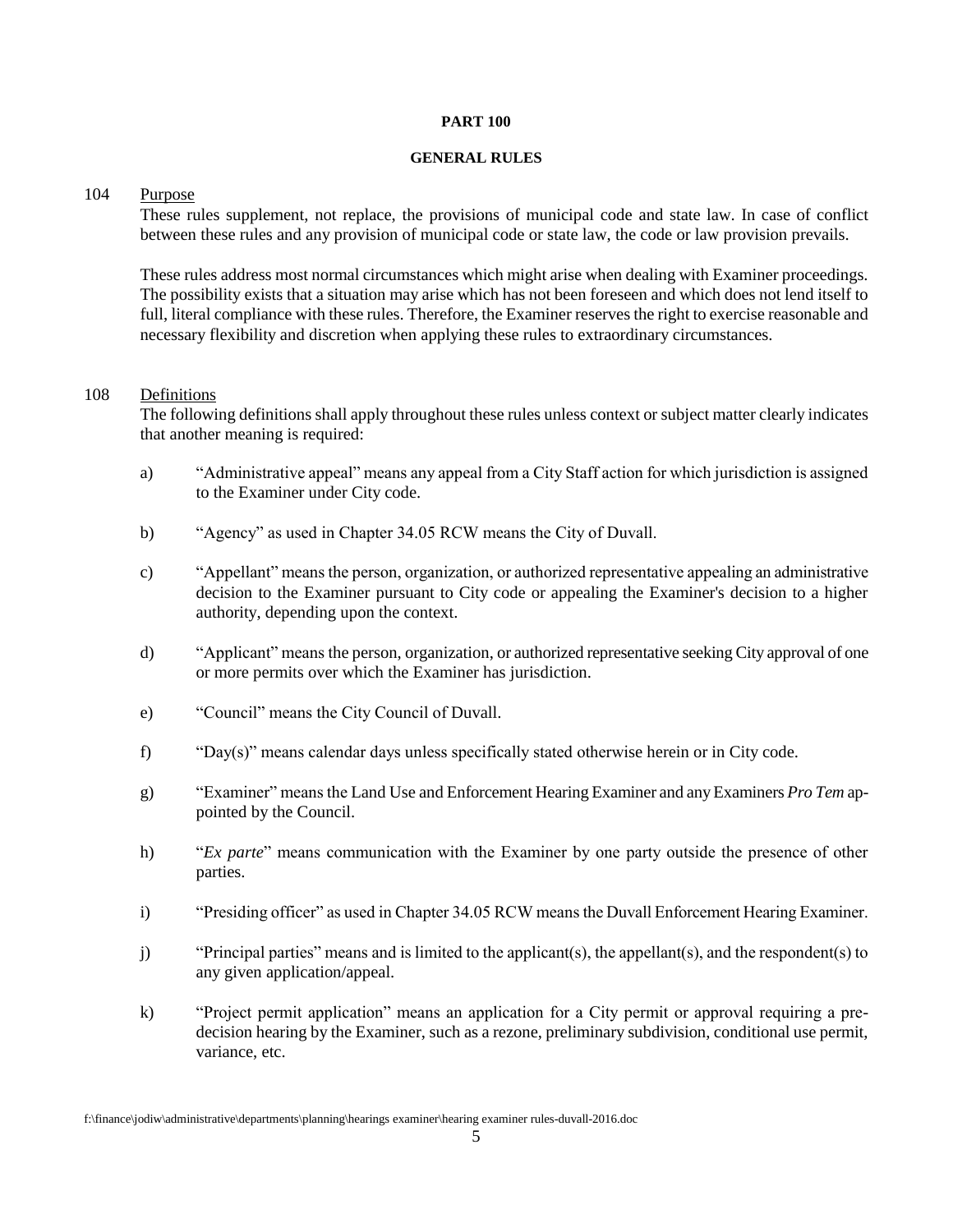**PART 100**

**GENERAL RULES**

104 Purpose

These rules supplement, not replace, the provisions of municipal code and state law. In case of conflict between these rules and any provision of municipal code or state law, the code or law provision prevails.

These rules address most normal circumstances which might arise when dealing with Examiner proceedings. The possibility exists that a situation may arise which has not been foreseen and which does not lend itself to full, literal compliance with these rules. Therefore, the Examiner reserves the right to exercise reasonable and necessary flexibility and discretion when applying these rules to extraordinary circumstances.

108 Definitions

The following definitions shall apply throughout these rules unless context or subject matter clearly indicates that another meaning is required:

a) "Administrative appeal" means any appeal from a City Staff action for which jurisdiction is assigned to the Examiner under City code.

b) "Agency" as used in Chapter 34.05 RCW means the City of Duvall.

c) "Appellant" means the person, organization, or authorized representative appealing an administrative decision to the Examiner pursuant to City code or appealing the Examiner's decision to a higher authority, depending upon the context.

d) "Applicant" means the person, organization, or authorized representative seeking City approval of one or more permits over which the Examiner has jurisdiction.

e) "Council" means the City Council of Duvall.

f) "Day(s)" means calendar days unless specifically stated otherwise herein or in City code.

g) "Examiner" means the Land Use and Enforcement Hearing Examiner and any Examiners *Pro Tem* appointed by the Council.

h) "*Ex parte*" means communication with the Examiner by one party outside the presence of other parties.

i) "Presiding officer" as used in Chapter 34.05 RCW means the Duvall Enforcement Hearing Examiner.

j) "Principal parties" means and is limited to the applicant(s), the appellant(s), and the respondent(s) to any given application/appeal.

k) "Project permit application" means an application for a City permit or approval requiring a pre-decision hearing by the Examiner, such as a rezone, preliminary subdivision, conditional use permit, variance, etc.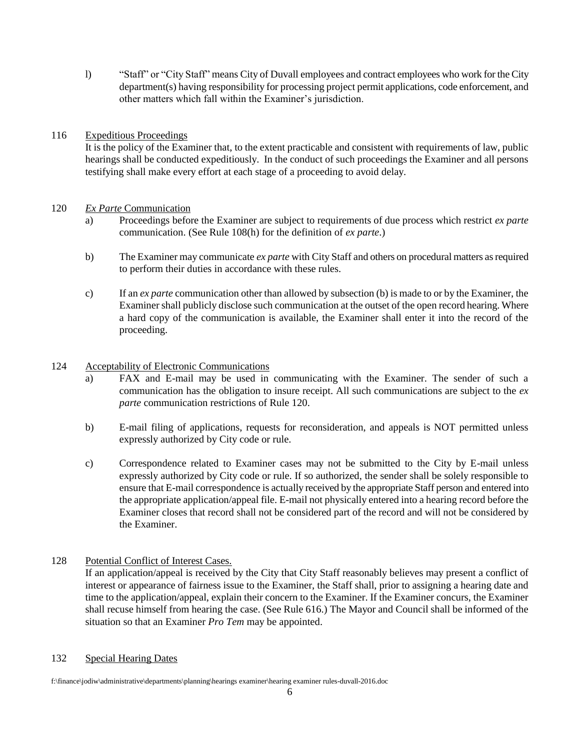l) "Staff" or "City Staff" means City of Duvall employees and contract employees who work for the City department(s) having responsibility for processing project permit applications, code enforcement, and other matters which fall within the Examiner's jurisdiction.

116 Expeditious Proceedings

It is the policy of the Examiner that, to the extent practicable and consistent with requirements of law, public hearings shall be conducted expeditiously. In the conduct of such proceedings the Examiner and all persons testifying shall make every effort at each stage of a proceeding to avoid delay.

120 *Ex Parte* Communication

a) Proceedings before the Examiner are subject to requirements of due process which restrict *ex parte* communication. (See Rule 108(h) for the definition of *ex parte*.)

b) The Examiner may communicate *ex parte* with City Staff and others on procedural matters as required to perform their duties in accordance with these rules.

c) If an *ex parte* communication other than allowed by subsection (b) is made to or by the Examiner, the Examiner shall publicly disclose such communication at the outset of the open record hearing. Where a hard copy of the communication is available, the Examiner shall enter it into the record of the proceeding.

124 Acceptability of Electronic Communications

a) FAX and E-mail may be used in communicating with the Examiner. The sender of such a communication has the obligation to insure receipt. All such communications are subject to the *ex parte* communication restrictions of Rule 120.

b) E-mail filing of applications, requests for reconsideration, and appeals is NOT permitted unless expressly authorized by City code or rule.

c) Correspondence related to Examiner cases may not be submitted to the City by E-mail unless expressly authorized by City code or rule. If so authorized, the sender shall be solely responsible to ensure that E-mail correspondence is actually received by the appropriate Staff person and entered into the appropriate application/appeal file. E-mail not physically entered into a hearing record before the Examiner closes that record shall not be considered part of the record and will not be considered by the Examiner.

128 Potential Conflict of Interest Cases.

If an application/appeal is received by the City that City Staff reasonably believes may present a conflict of interest or appearance of fairness issue to the Examiner, the Staff shall, prior to assigning a hearing date and time to the application/appeal, explain their concern to the Examiner. If the Examiner concurs, the Examiner shall recuse himself from hearing the case. (See Rule 616.) The Mayor and Council shall be informed of the situation so that an Examiner *Pro Tem* may be appointed.

132 Special Hearing Dates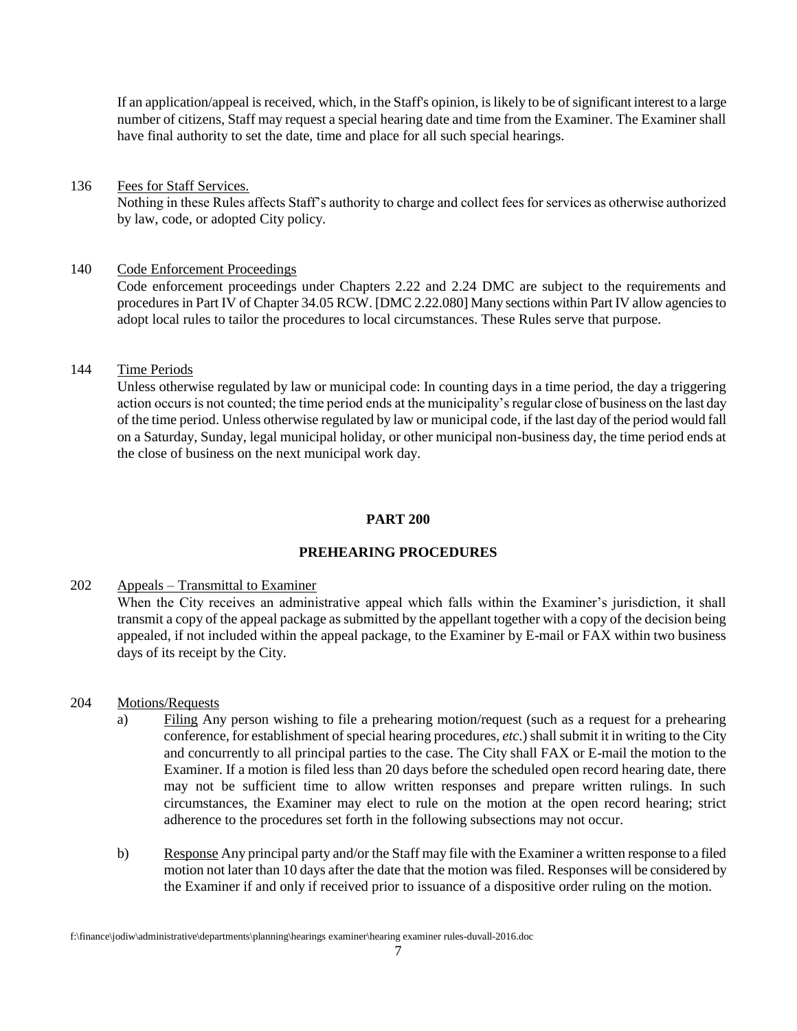If an application/appeal is received, which, in the Staff's opinion, is likely to be of significant interest to a large number of citizens, Staff may request a special hearing date and time from the Examiner. The Examiner shall have final authority to set the date, time and place for all such special hearings.

136 Fees for Staff Services.

Nothing in these Rules affects Staff's authority to charge and collect fees for services as otherwise authorized by law, code, or adopted City policy.

140 Code Enforcement Proceedings

Code enforcement proceedings under Chapters 2.22 and 2.24 DMC are subject to the requirements and procedures in Part IV of Chapter 34.05 RCW. [DMC 2.22.080] Many sections within Part IV allow agencies to adopt local rules to tailor the procedures to local circumstances. These Rules serve that purpose.

144 Time Periods

Unless otherwise regulated by law or municipal code: In counting days in a time period, the day a triggering action occurs is not counted; the time period ends at the municipality's regular close of business on the last day of the time period. Unless otherwise regulated by law or municipal code, if the last day of the period would fall on a Saturday, Sunday, legal municipal holiday, or other municipal non-business day, the time period ends at the close of business on the next municipal work day.

## PART 200

## PREHEARING PROCEDURES

202 Appeals – Transmittal to Examiner

When the City receives an administrative appeal which falls within the Examiner's jurisdiction, it shall transmit a copy of the appeal package as submitted by the appellant together with a copy of the decision being appealed, if not included within the appeal package, to the Examiner by E-mail or FAX within two business days of its receipt by the City.

204 Motions/Requests

a) Filing Any person wishing to file a prehearing motion/request (such as a request for a prehearing conference, for establishment of special hearing procedures, *etc.*) shall submit it in writing to the City and concurrently to all principal parties to the case. The City shall FAX or E-mail the motion to the Examiner. If a motion is filed less than 20 days before the scheduled open record hearing date, there may not be sufficient time to allow written responses and prepare written rulings. In such circumstances, the Examiner may elect to rule on the motion at the open record hearing; strict adherence to the procedures set forth in the following subsections may not occur.

b) Response Any principal party and/or the Staff may file with the Examiner a written response to a filed motion not later than 10 days after the date that the motion was filed. Responses will be considered by the Examiner if and only if received prior to issuance of a dispositive order ruling on the motion.

f:\finance\jodiw\administrative\departments\planning\hearings examiner\hearing examiner rules-duvall-2016.doc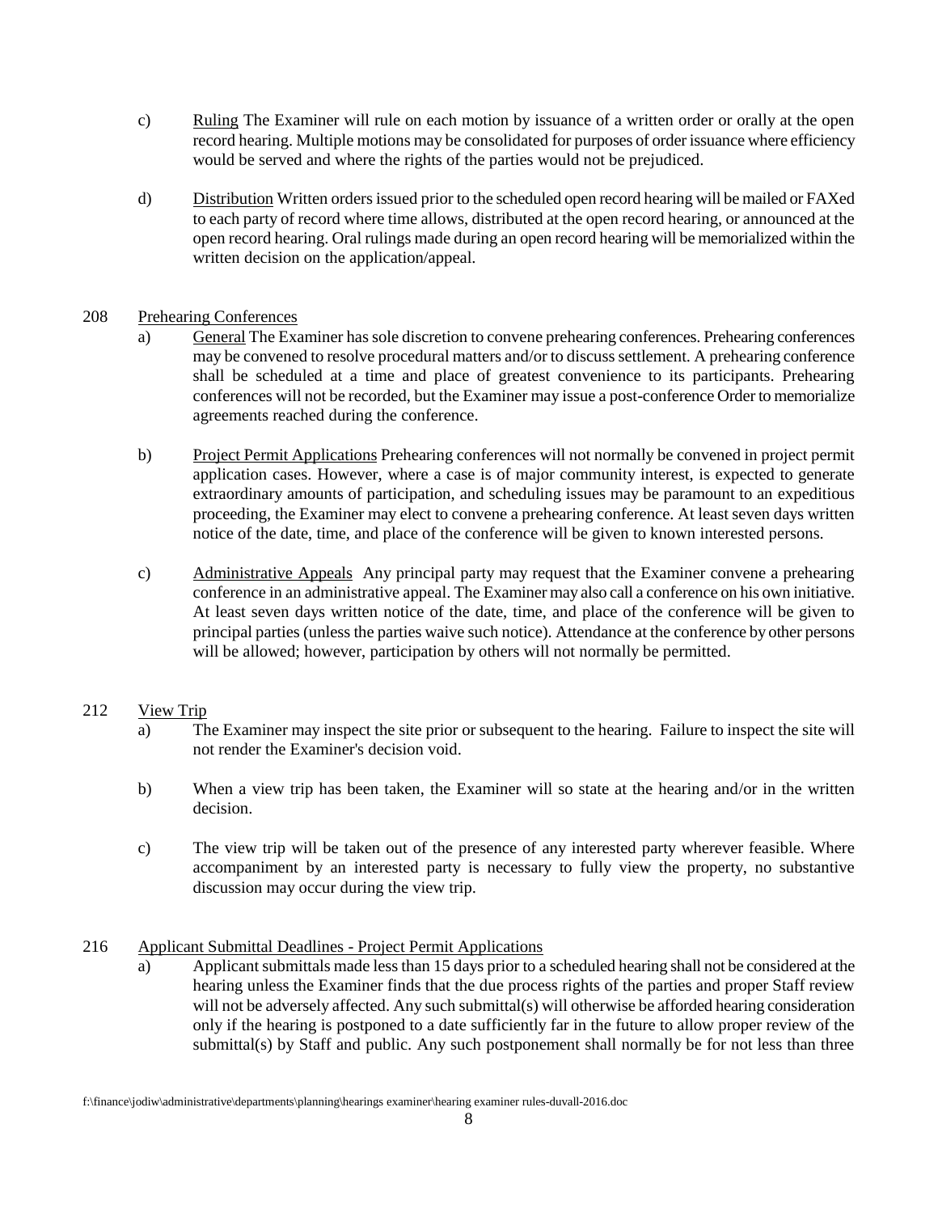c) Ruling The Examiner will rule on each motion by issuance of a written order or orally at the open record hearing. Multiple motions may be consolidated for purposes of order issuance where efficiency would be served and where the rights of the parties would not be prejudiced.

d) Distribution Written orders issued prior to the scheduled open record hearing will be mailed or FAXed to each party of record where time allows, distributed at the open record hearing, or announced at the open record hearing. Oral rulings made during an open record hearing will be memorialized within the written decision on the application/appeal.

208 Prehearing Conferences

a) General The Examiner has sole discretion to convene prehearing conferences. Prehearing conferences may be convened to resolve procedural matters and/or to discuss settlement. A prehearing conference shall be scheduled at a time and place of greatest convenience to its participants. Prehearing conferences will not be recorded, but the Examiner may issue a post-conference Order to memorialize agreements reached during the conference.

b) Project Permit Applications Prehearing conferences will not normally be convened in project permit application cases. However, where a case is of major community interest, is expected to generate extraordinary amounts of participation, and scheduling issues may be paramount to an expeditious proceeding, the Examiner may elect to convene a prehearing conference. At least seven days written notice of the date, time, and place of the conference will be given to known interested persons.

c) Administrative Appeals Any principal party may request that the Examiner convene a prehearing conference in an administrative appeal. The Examiner may also call a conference on his own initiative. At least seven days written notice of the date, time, and place of the conference will be given to principal parties (unless the parties waive such notice). Attendance at the conference by other persons will be allowed; however, participation by others will not normally be permitted.

212 View Trip

a) The Examiner may inspect the site prior or subsequent to the hearing. Failure to inspect the site will not render the Examiner's decision void.

b) When a view trip has been taken, the Examiner will so state at the hearing and/or in the written decision.

c) The view trip will be taken out of the presence of any interested party wherever feasible. Where accompaniment by an interested party is necessary to fully view the property, no substantive discussion may occur during the view trip.

216 Applicant Submittal Deadlines - Project Permit Applications

a) Applicant submittals made less than 15 days prior to a scheduled hearing shall not be considered at the hearing unless the Examiner finds that the due process rights of the parties and proper Staff review will not be adversely affected. Any such submittal(s) will otherwise be afforded hearing consideration only if the hearing is postponed to a date sufficiently far in the future to allow proper review of the submittal(s) by Staff and public. Any such postponement shall normally be for not less than three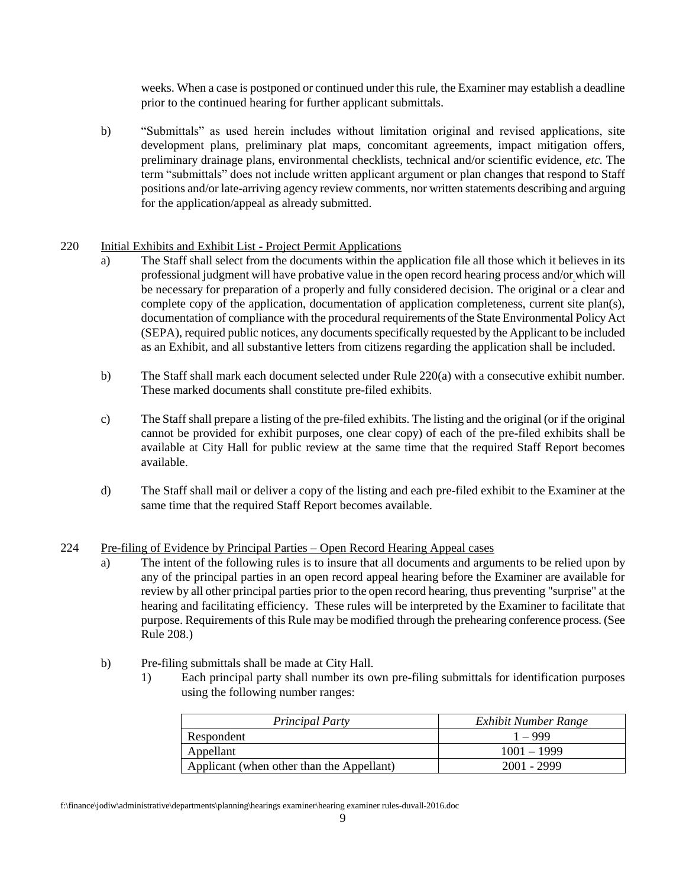weeks. When a case is postponed or continued under this rule, the Examiner may establish a deadline prior to the continued hearing for further applicant submittals.

b) "Submittals" as used herein includes without limitation original and revised applications, site development plans, preliminary plat maps, concomitant agreements, impact mitigation offers, preliminary drainage plans, environmental checklists, technical and/or scientific evidence, *etc.* The term "submittals" does not include written applicant argument or plan changes that respond to Staff positions and/or late-arriving agency review comments, nor written statements describing and arguing for the application/appeal as already submitted.

220 Initial Exhibits and Exhibit List - Project Permit Applications

a) The Staff shall select from the documents within the application file all those which it believes in its professional judgment will have probative value in the open record hearing process and/or which will be necessary for preparation of a properly and fully considered decision. The original or a clear and complete copy of the application, documentation of application completeness, current site plan(s), documentation of compliance with the procedural requirements of the State Environmental Policy Act (SEPA), required public notices, any documents specifically requested by the Applicant to be included as an Exhibit, and all substantive letters from citizens regarding the application shall be included.

b) The Staff shall mark each document selected under Rule 220(a) with a consecutive exhibit number. These marked documents shall constitute pre-filed exhibits.

c) The Staff shall prepare a listing of the pre-filed exhibits. The listing and the original (or if the original cannot be provided for exhibit purposes, one clear copy) of each of the pre-filed exhibits shall be available at City Hall for public review at the same time that the required Staff Report becomes available.

d) The Staff shall mail or deliver a copy of the listing and each pre-filed exhibit to the Examiner at the same time that the required Staff Report becomes available.

224 Pre-filing of Evidence by Principal Parties – Open Record Hearing Appeal cases

a) The intent of the following rules is to insure that all documents and arguments to be relied upon by any of the principal parties in an open record appeal hearing before the Examiner are available for review by all other principal parties prior to the open record hearing, thus preventing "surprise" at the hearing and facilitating efficiency. These rules will be interpreted by the Examiner to facilitate that purpose. Requirements of this Rule may be modified through the prehearing conference process. (See Rule 208.)

b) Pre-filing submittals shall be made at City Hall.

1) Each principal party shall number its own pre-filing submittals for identification purposes using the following number ranges:

| *Principal Party* | *Exhibit Number Range* |
|---|---|
| Respondent | 1 – 999 |
| Appellant | 1001 – 1999 |
| Applicant (when other than the Appellant) | 2001 - 2999 |

f:\finance\jodiw\administrative\departments\planning\hearings examiner\hearing examiner rules-duvall-2016.doc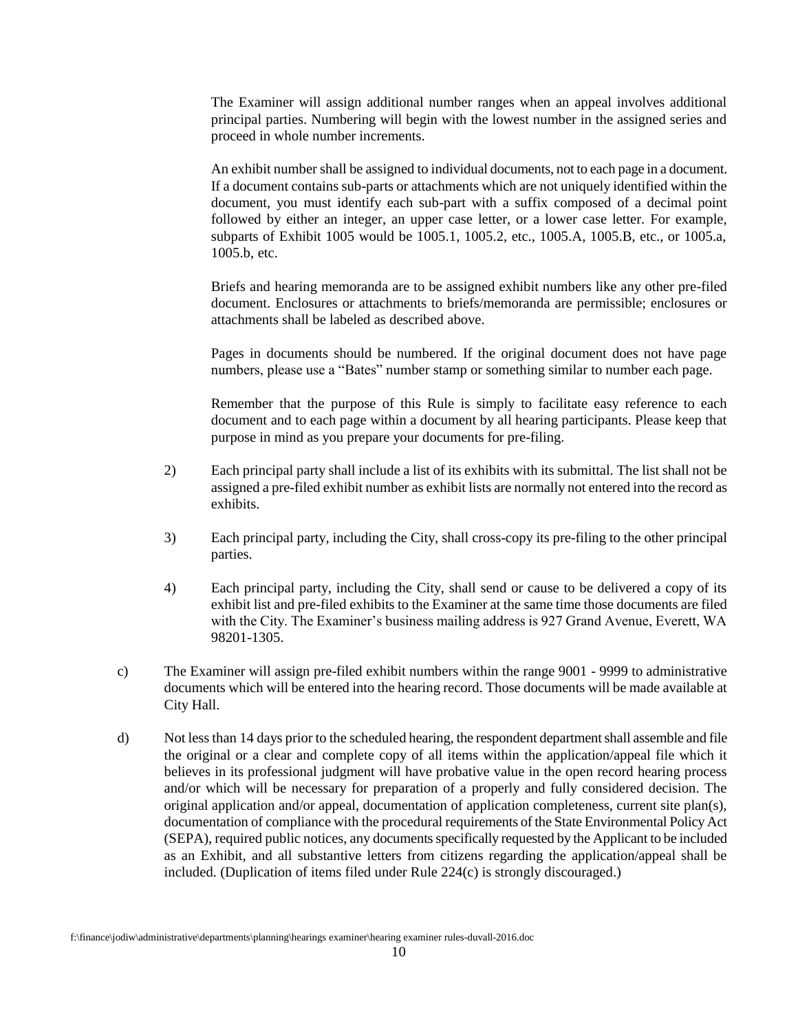The Examiner will assign additional number ranges when an appeal involves additional principal parties. Numbering will begin with the lowest number in the assigned series and proceed in whole number increments.

An exhibit number shall be assigned to individual documents, not to each page in a document. If a document contains sub-parts or attachments which are not uniquely identified within the document, you must identify each sub-part with a suffix composed of a decimal point followed by either an integer, an upper case letter, or a lower case letter. For example, subparts of Exhibit 1005 would be 1005.1, 1005.2, etc., 1005.A, 1005.B, etc., or 1005.a, 1005.b, etc.

Briefs and hearing memoranda are to be assigned exhibit numbers like any other pre-filed document. Enclosures or attachments to briefs/memoranda are permissible; enclosures or attachments shall be labeled as described above.

Pages in documents should be numbered. If the original document does not have page numbers, please use a "Bates" number stamp or something similar to number each page.

Remember that the purpose of this Rule is simply to facilitate easy reference to each document and to each page within a document by all hearing participants. Please keep that purpose in mind as you prepare your documents for pre-filing.

2) Each principal party shall include a list of its exhibits with its submittal. The list shall not be assigned a pre-filed exhibit number as exhibit lists are normally not entered into the record as exhibits.

3) Each principal party, including the City, shall cross-copy its pre-filing to the other principal parties.

4) Each principal party, including the City, shall send or cause to be delivered a copy of its exhibit list and pre-filed exhibits to the Examiner at the same time those documents are filed with the City. The Examiner's business mailing address is 927 Grand Avenue, Everett, WA 98201-1305.

c) The Examiner will assign pre-filed exhibit numbers within the range 9001 - 9999 to administrative documents which will be entered into the hearing record. Those documents will be made available at City Hall.

d) Not less than 14 days prior to the scheduled hearing, the respondent department shall assemble and file the original or a clear and complete copy of all items within the application/appeal file which it believes in its professional judgment will have probative value in the open record hearing process and/or which will be necessary for preparation of a properly and fully considered decision. The original application and/or appeal, documentation of application completeness, current site plan(s), documentation of compliance with the procedural requirements of the State Environmental Policy Act (SEPA), required public notices, any documents specifically requested by the Applicant to be included as an Exhibit, and all substantive letters from citizens regarding the application/appeal shall be included. (Duplication of items filed under Rule 224(c) is strongly discouraged.)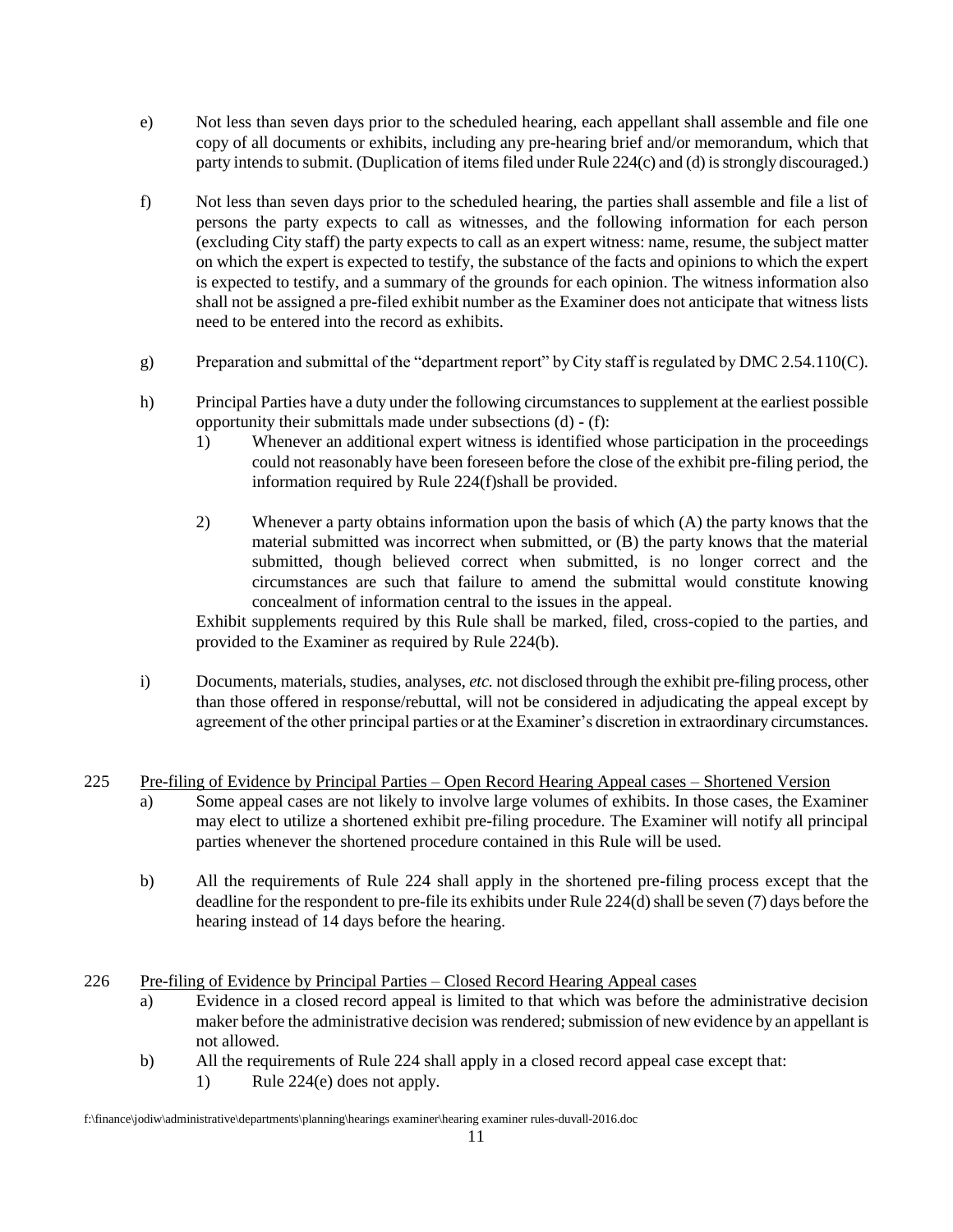e) Not less than seven days prior to the scheduled hearing, each appellant shall assemble and file one copy of all documents or exhibits, including any pre-hearing brief and/or memorandum, which that party intends to submit. (Duplication of items filed under Rule 224(c) and (d) is strongly discouraged.)

f) Not less than seven days prior to the scheduled hearing, the parties shall assemble and file a list of persons the party expects to call as witnesses, and the following information for each person (excluding City staff) the party expects to call as an expert witness: name, resume, the subject matter on which the expert is expected to testify, the substance of the facts and opinions to which the expert is expected to testify, and a summary of the grounds for each opinion. The witness information also shall not be assigned a pre-filed exhibit number as the Examiner does not anticipate that witness lists need to be entered into the record as exhibits.

g) Preparation and submittal of the "department report" by City staff is regulated by DMC 2.54.110(C).

h) Principal Parties have a duty under the following circumstances to supplement at the earliest possible opportunity their submittals made under subsections (d) - (f):
   1) Whenever an additional expert witness is identified whose participation in the proceedings could not reasonably have been foreseen before the close of the exhibit pre-filing period, the information required by Rule 224(f)shall be provided.

   2) Whenever a party obtains information upon the basis of which (A) the party knows that the material submitted was incorrect when submitted, or (B) the party knows that the material submitted, though believed correct when submitted, is no longer correct and the circumstances are such that failure to amend the submittal would constitute knowing concealment of information central to the issues in the appeal.

   Exhibit supplements required by this Rule shall be marked, filed, cross-copied to the parties, and provided to the Examiner as required by Rule 224(b).

i) Documents, materials, studies, analyses, *etc.* not disclosed through the exhibit pre-filing process, other than those offered in response/rebuttal, will not be considered in adjudicating the appeal except by agreement of the other principal parties or at the Examiner's discretion in extraordinary circumstances.

225 <u>Pre-filing of Evidence by Principal Parties – Open Record Hearing Appeal cases – Shortened Version</u>

a) Some appeal cases are not likely to involve large volumes of exhibits. In those cases, the Examiner may elect to utilize a shortened exhibit pre-filing procedure. The Examiner will notify all principal parties whenever the shortened procedure contained in this Rule will be used.

b) All the requirements of Rule 224 shall apply in the shortened pre-filing process except that the deadline for the respondent to pre-file its exhibits under Rule 224(d) shall be seven (7) days before the hearing instead of 14 days before the hearing.

226 <u>Pre-filing of Evidence by Principal Parties – Closed Record Hearing Appeal cases</u>

a) Evidence in a closed record appeal is limited to that which was before the administrative decision maker before the administrative decision was rendered; submission of new evidence by an appellant is not allowed.

b) All the requirements of Rule 224 shall apply in a closed record appeal case except that:
   1) Rule 224(e) does not apply.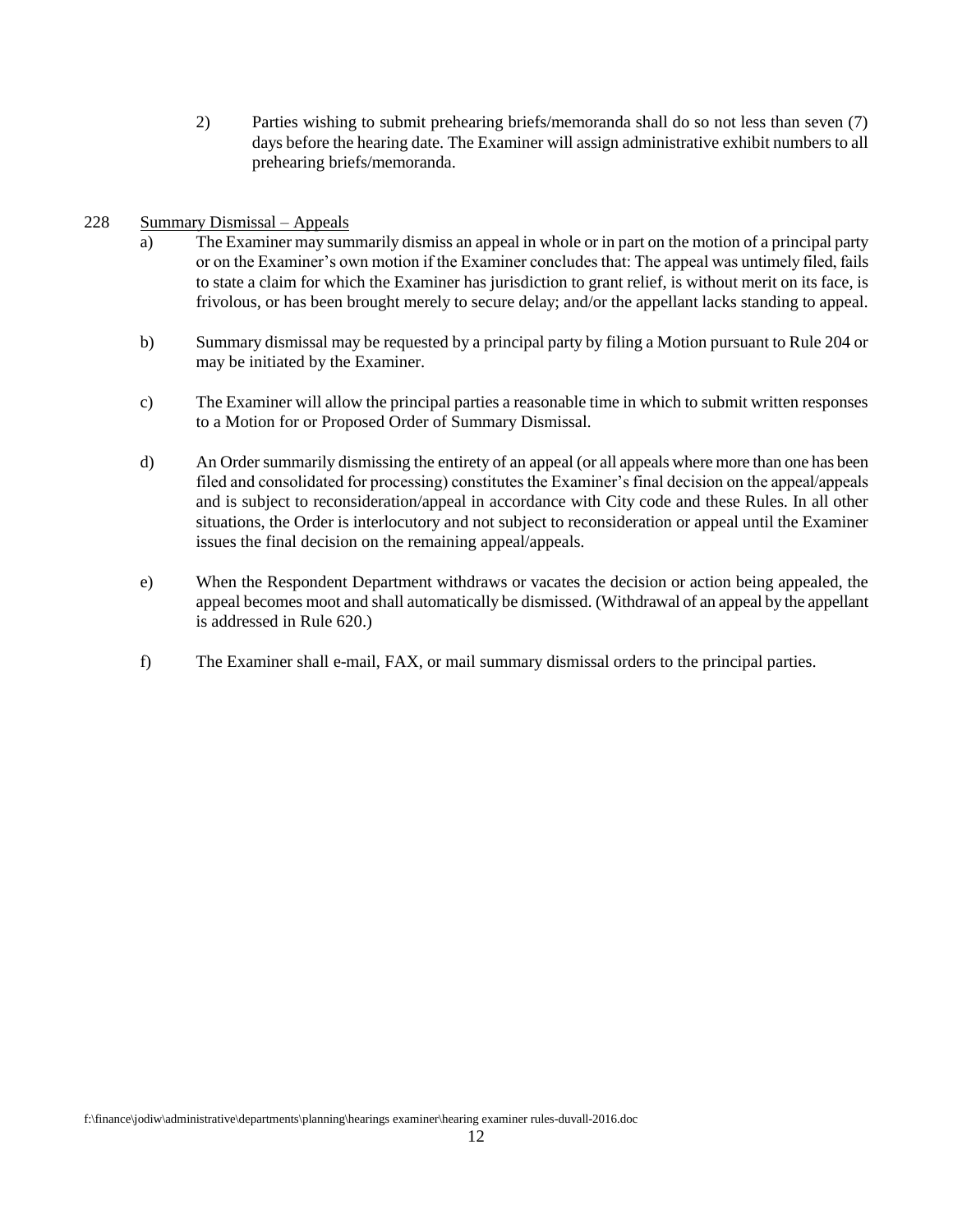2) Parties wishing to submit prehearing briefs/memoranda shall do so not less than seven (7) days before the hearing date. The Examiner will assign administrative exhibit numbers to all prehearing briefs/memoranda.

228 Summary Dismissal – Appeals

a) The Examiner may summarily dismiss an appeal in whole or in part on the motion of a principal party or on the Examiner's own motion if the Examiner concludes that: The appeal was untimely filed, fails to state a claim for which the Examiner has jurisdiction to grant relief, is without merit on its face, is frivolous, or has been brought merely to secure delay; and/or the appellant lacks standing to appeal.

b) Summary dismissal may be requested by a principal party by filing a Motion pursuant to Rule 204 or may be initiated by the Examiner.

c) The Examiner will allow the principal parties a reasonable time in which to submit written responses to a Motion for or Proposed Order of Summary Dismissal.

d) An Order summarily dismissing the entirety of an appeal (or all appeals where more than one has been filed and consolidated for processing) constitutes the Examiner's final decision on the appeal/appeals and is subject to reconsideration/appeal in accordance with City code and these Rules. In all other situations, the Order is interlocutory and not subject to reconsideration or appeal until the Examiner issues the final decision on the remaining appeal/appeals.

e) When the Respondent Department withdraws or vacates the decision or action being appealed, the appeal becomes moot and shall automatically be dismissed. (Withdrawal of an appeal by the appellant is addressed in Rule 620.)

f) The Examiner shall e-mail, FAX, or mail summary dismissal orders to the principal parties.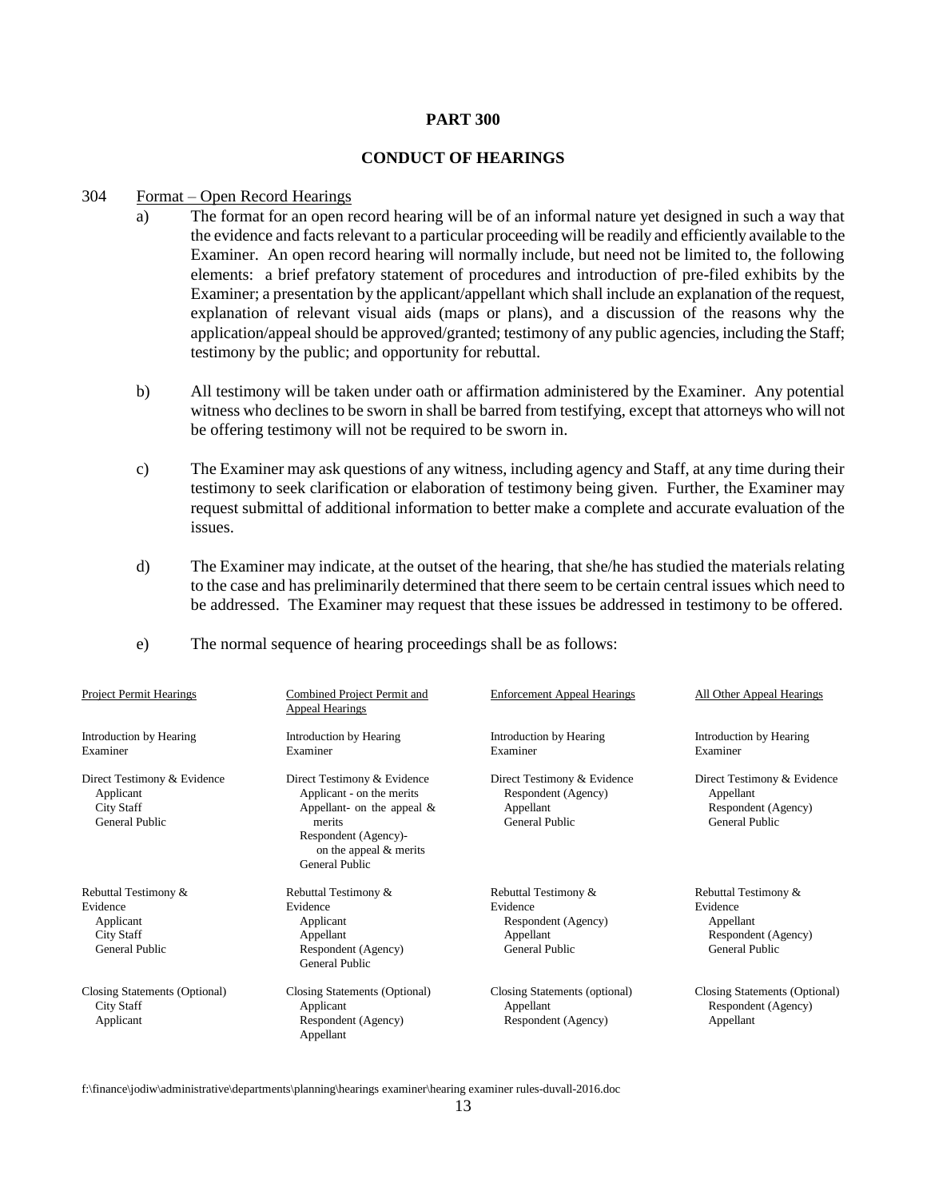# PART 300

## CONDUCT OF HEARINGS

304 Format – Open Record Hearings

a) The format for an open record hearing will be of an informal nature yet designed in such a way that the evidence and facts relevant to a particular proceeding will be readily and efficiently available to the Examiner. An open record hearing will normally include, but need not be limited to, the following elements: a brief prefatory statement of procedures and introduction of pre-filed exhibits by the Examiner; a presentation by the applicant/appellant which shall include an explanation of the request, explanation of relevant visual aids (maps or plans), and a discussion of the reasons why the application/appeal should be approved/granted; testimony of any public agencies, including the Staff; testimony by the public; and opportunity for rebuttal.

b) All testimony will be taken under oath or affirmation administered by the Examiner. Any potential witness who declines to be sworn in shall be barred from testifying, except that attorneys who will not be offering testimony will not be required to be sworn in.

c) The Examiner may ask questions of any witness, including agency and Staff, at any time during their testimony to seek clarification or elaboration of testimony being given. Further, the Examiner may request submittal of additional information to better make a complete and accurate evaluation of the issues.

d) The Examiner may indicate, at the outset of the hearing, that she/he has studied the materials relating to the case and has preliminarily determined that there seem to be certain central issues which need to be addressed. The Examiner may request that these issues be addressed in testimony to be offered.

e) The normal sequence of hearing proceedings shall be as follows:

| Project Permit Hearings | Combined Project Permit and Appeal Hearings | Enforcement Appeal Hearings | All Other Appeal Hearings |
|---|---|---|---|
| Introduction by Hearing Examiner | Introduction by Hearing Examiner | Introduction by Hearing Examiner | Introduction by Hearing Examiner |
| Direct Testimony & Evidence<br>Applicant<br>City Staff<br>General Public | Direct Testimony & Evidence<br>Applicant - on the merits<br>Appellant- on the appeal & merits<br>Respondent (Agency)- on the appeal & merits<br>General Public | Direct Testimony & Evidence<br>Respondent (Agency)<br>Appellant<br>General Public | Direct Testimony & Evidence<br>Appellant<br>Respondent (Agency)<br>General Public |
| Rebuttal Testimony & Evidence<br>Applicant<br>City Staff<br>General Public | Rebuttal Testimony & Evidence<br>Applicant<br>Appellant<br>Respondent (Agency)<br>General Public | Rebuttal Testimony & Evidence<br>Respondent (Agency)<br>Appellant<br>General Public | Rebuttal Testimony & Evidence<br>Appellant<br>Respondent (Agency)<br>General Public |
| Closing Statements (Optional)<br>City Staff<br>Applicant | Closing Statements (Optional)<br>Applicant<br>Respondent (Agency)<br>Appellant | Closing Statements (optional)<br>Appellant<br>Respondent (Agency) | Closing Statements (Optional)<br>Respondent (Agency)<br>Appellant |

f:\finance\jodiw\administrative\departments\planning\hearings examiner\hearing examiner rules-duvall-2016.doc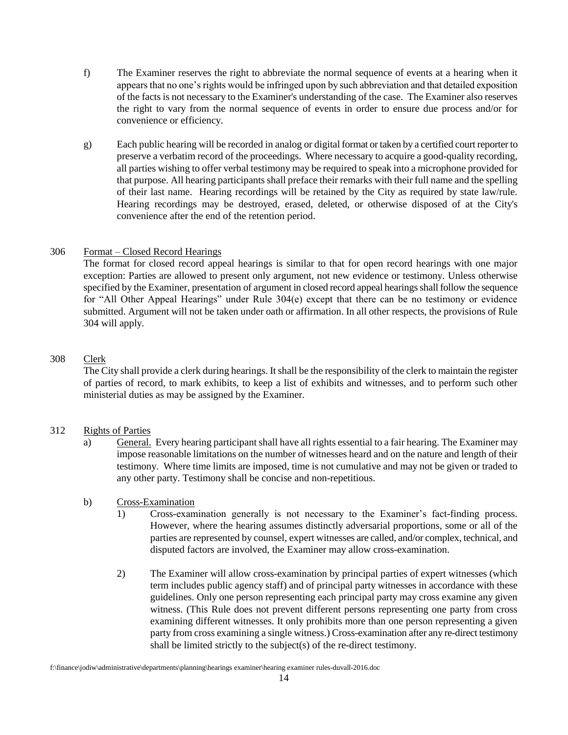f) The Examiner reserves the right to abbreviate the normal sequence of events at a hearing when it appears that no one's rights would be infringed upon by such abbreviation and that detailed exposition of the facts is not necessary to the Examiner's understanding of the case. The Examiner also reserves the right to vary from the normal sequence of events in order to ensure due process and/or for convenience or efficiency.

g) Each public hearing will be recorded in analog or digital format or taken by a certified court reporter to preserve a verbatim record of the proceedings. Where necessary to acquire a good-quality recording, all parties wishing to offer verbal testimony may be required to speak into a microphone provided for that purpose. All hearing participants shall preface their remarks with their full name and the spelling of their last name. Hearing recordings will be retained by the City as required by state law/rule. Hearing recordings may be destroyed, erased, deleted, or otherwise disposed of at the City's convenience after the end of the retention period.

## 306 Format – Closed Record Hearings

The format for closed record appeal hearings is similar to that for open record hearings with one major exception: Parties are allowed to present only argument, not new evidence or testimony. Unless otherwise specified by the Examiner, presentation of argument in closed record appeal hearings shall follow the sequence for "All Other Appeal Hearings" under Rule 304(e) except that there can be no testimony or evidence submitted. Argument will not be taken under oath or affirmation. In all other respects, the provisions of Rule 304 will apply.

## 308 Clerk

The City shall provide a clerk during hearings. It shall be the responsibility of the clerk to maintain the register of parties of record, to mark exhibits, to keep a list of exhibits and witnesses, and to perform such other ministerial duties as may be assigned by the Examiner.

## 312 Rights of Parties

a) General. Every hearing participant shall have all rights essential to a fair hearing. The Examiner may impose reasonable limitations on the number of witnesses heard and on the nature and length of their testimony. Where time limits are imposed, time is not cumulative and may not be given or traded to any other party. Testimony shall be concise and non-repetitious.

b) Cross-Examination

1) Cross-examination generally is not necessary to the Examiner's fact-finding process. However, where the hearing assumes distinctly adversarial proportions, some or all of the parties are represented by counsel, expert witnesses are called, and/or complex, technical, and disputed factors are involved, the Examiner may allow cross-examination.

2) The Examiner will allow cross-examination by principal parties of expert witnesses (which term includes public agency staff) and of principal party witnesses in accordance with these guidelines. Only one person representing each principal party may cross examine any given witness. (This Rule does not prevent different persons representing one party from cross examining different witnesses. It only prohibits more than one person representing a given party from cross examining a single witness.) Cross-examination after any re-direct testimony shall be limited strictly to the subject(s) of the re-direct testimony.

f:\finance\jodiw\administrative\departments\planning\hearings examiner\hearing examiner rules-duvall-2016.doc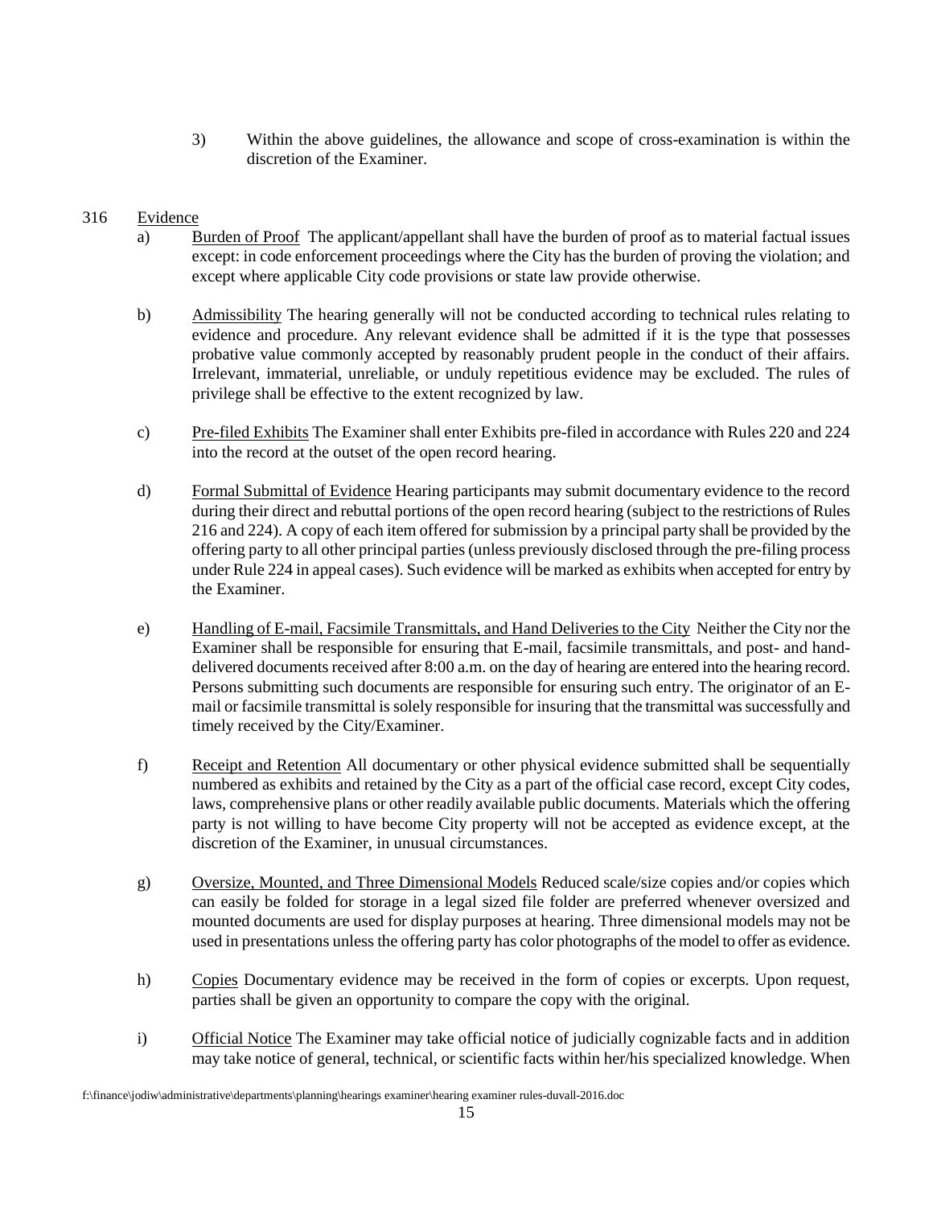3) Within the above guidelines, the allowance and scope of cross-examination is within the discretion of the Examiner.

316 Evidence

a) Burden of Proof The applicant/appellant shall have the burden of proof as to material factual issues except: in code enforcement proceedings where the City has the burden of proving the violation; and except where applicable City code provisions or state law provide otherwise.

b) Admissibility The hearing generally will not be conducted according to technical rules relating to evidence and procedure. Any relevant evidence shall be admitted if it is the type that possesses probative value commonly accepted by reasonably prudent people in the conduct of their affairs. Irrelevant, immaterial, unreliable, or unduly repetitious evidence may be excluded. The rules of privilege shall be effective to the extent recognized by law.

c) Pre-filed Exhibits The Examiner shall enter Exhibits pre-filed in accordance with Rules 220 and 224 into the record at the outset of the open record hearing.

d) Formal Submittal of Evidence Hearing participants may submit documentary evidence to the record during their direct and rebuttal portions of the open record hearing (subject to the restrictions of Rules 216 and 224). A copy of each item offered for submission by a principal party shall be provided by the offering party to all other principal parties (unless previously disclosed through the pre-filing process under Rule 224 in appeal cases). Such evidence will be marked as exhibits when accepted for entry by the Examiner.

e) Handling of E-mail, Facsimile Transmittals, and Hand Deliveries to the City Neither the City nor the Examiner shall be responsible for ensuring that E-mail, facsimile transmittals, and post- and hand-delivered documents received after 8:00 a.m. on the day of hearing are entered into the hearing record. Persons submitting such documents are responsible for ensuring such entry. The originator of an E-mail or facsimile transmittal is solely responsible for insuring that the transmittal was successfully and timely received by the City/Examiner.

f) Receipt and Retention All documentary or other physical evidence submitted shall be sequentially numbered as exhibits and retained by the City as a part of the official case record, except City codes, laws, comprehensive plans or other readily available public documents. Materials which the offering party is not willing to have become City property will not be accepted as evidence except, at the discretion of the Examiner, in unusual circumstances.

g) Oversize, Mounted, and Three Dimensional Models Reduced scale/size copies and/or copies which can easily be folded for storage in a legal sized file folder are preferred whenever oversized and mounted documents are used for display purposes at hearing. Three dimensional models may not be used in presentations unless the offering party has color photographs of the model to offer as evidence.

h) Copies Documentary evidence may be received in the form of copies or excerpts. Upon request, parties shall be given an opportunity to compare the copy with the original.

i) Official Notice The Examiner may take official notice of judicially cognizable facts and in addition may take notice of general, technical, or scientific facts within her/his specialized knowledge. When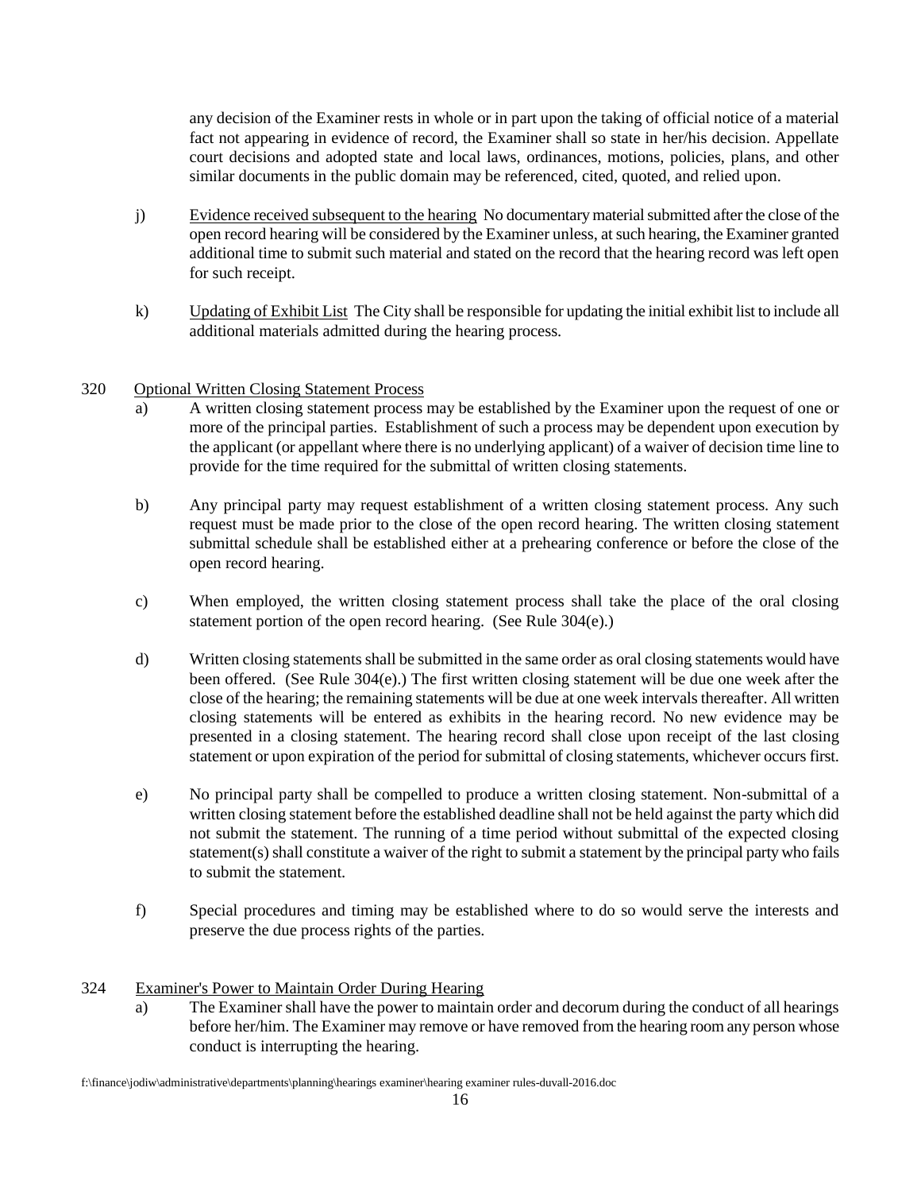any decision of the Examiner rests in whole or in part upon the taking of official notice of a material fact not appearing in evidence of record, the Examiner shall so state in her/his decision. Appellate court decisions and adopted state and local laws, ordinances, motions, policies, plans, and other similar documents in the public domain may be referenced, cited, quoted, and relied upon.

j) Evidence received subsequent to the hearing No documentary material submitted after the close of the open record hearing will be considered by the Examiner unless, at such hearing, the Examiner granted additional time to submit such material and stated on the record that the hearing record was left open for such receipt.

k) Updating of Exhibit List The City shall be responsible for updating the initial exhibit list to include all additional materials admitted during the hearing process.

## 320 Optional Written Closing Statement Process

a) A written closing statement process may be established by the Examiner upon the request of one or more of the principal parties. Establishment of such a process may be dependent upon execution by the applicant (or appellant where there is no underlying applicant) of a waiver of decision time line to provide for the time required for the submittal of written closing statements.

b) Any principal party may request establishment of a written closing statement process. Any such request must be made prior to the close of the open record hearing. The written closing statement submittal schedule shall be established either at a prehearing conference or before the close of the open record hearing.

c) When employed, the written closing statement process shall take the place of the oral closing statement portion of the open record hearing. (See Rule 304(e).)

d) Written closing statements shall be submitted in the same order as oral closing statements would have been offered. (See Rule 304(e).) The first written closing statement will be due one week after the close of the hearing; the remaining statements will be due at one week intervals thereafter. All written closing statements will be entered as exhibits in the hearing record. No new evidence may be presented in a closing statement. The hearing record shall close upon receipt of the last closing statement or upon expiration of the period for submittal of closing statements, whichever occurs first.

e) No principal party shall be compelled to produce a written closing statement. Non-submittal of a written closing statement before the established deadline shall not be held against the party which did not submit the statement. The running of a time period without submittal of the expected closing statement(s) shall constitute a waiver of the right to submit a statement by the principal party who fails to submit the statement.

f) Special procedures and timing may be established where to do so would serve the interests and preserve the due process rights of the parties.

## 324 Examiner's Power to Maintain Order During Hearing

a) The Examiner shall have the power to maintain order and decorum during the conduct of all hearings before her/him. The Examiner may remove or have removed from the hearing room any person whose conduct is interrupting the hearing.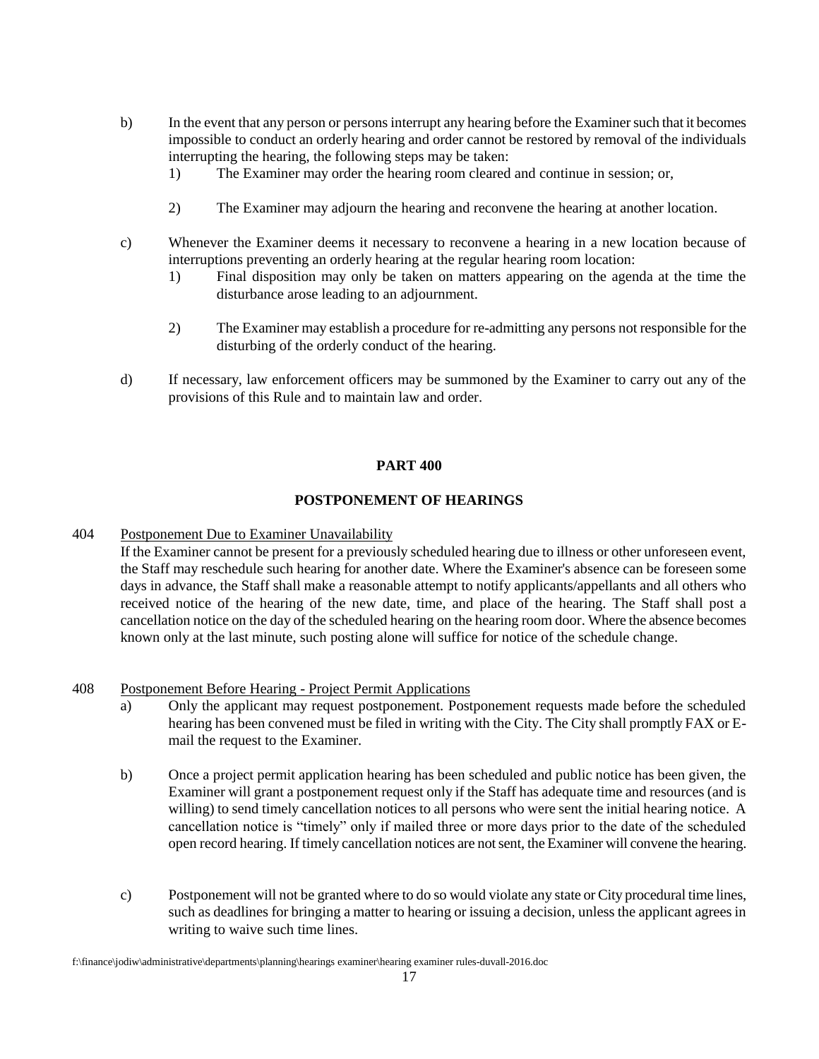b) In the event that any person or persons interrupt any hearing before the Examiner such that it becomes impossible to conduct an orderly hearing and order cannot be restored by removal of the individuals interrupting the hearing, the following steps may be taken:

1) The Examiner may order the hearing room cleared and continue in session; or,

2) The Examiner may adjourn the hearing and reconvene the hearing at another location.

c) Whenever the Examiner deems it necessary to reconvene a hearing in a new location because of interruptions preventing an orderly hearing at the regular hearing room location:

1) Final disposition may only be taken on matters appearing on the agenda at the time the disturbance arose leading to an adjournment.

2) The Examiner may establish a procedure for re-admitting any persons not responsible for the disturbing of the orderly conduct of the hearing.

d) If necessary, law enforcement officers may be summoned by the Examiner to carry out any of the provisions of this Rule and to maintain law and order.

## PART 400

## POSTPONEMENT OF HEARINGS

404 Postponement Due to Examiner Unavailability

If the Examiner cannot be present for a previously scheduled hearing due to illness or other unforeseen event, the Staff may reschedule such hearing for another date. Where the Examiner's absence can be foreseen some days in advance, the Staff shall make a reasonable attempt to notify applicants/appellants and all others who received notice of the hearing of the new date, time, and place of the hearing. The Staff shall post a cancellation notice on the day of the scheduled hearing on the hearing room door. Where the absence becomes known only at the last minute, such posting alone will suffice for notice of the schedule change.

408 Postponement Before Hearing - Project Permit Applications

a) Only the applicant may request postponement. Postponement requests made before the scheduled hearing has been convened must be filed in writing with the City. The City shall promptly FAX or E-mail the request to the Examiner.

b) Once a project permit application hearing has been scheduled and public notice has been given, the Examiner will grant a postponement request only if the Staff has adequate time and resources (and is willing) to send timely cancellation notices to all persons who were sent the initial hearing notice. A cancellation notice is "timely" only if mailed three or more days prior to the date of the scheduled open record hearing. If timely cancellation notices are not sent, the Examiner will convene the hearing.

c) Postponement will not be granted where to do so would violate any state or City procedural time lines, such as deadlines for bringing a matter to hearing or issuing a decision, unless the applicant agrees in writing to waive such time lines.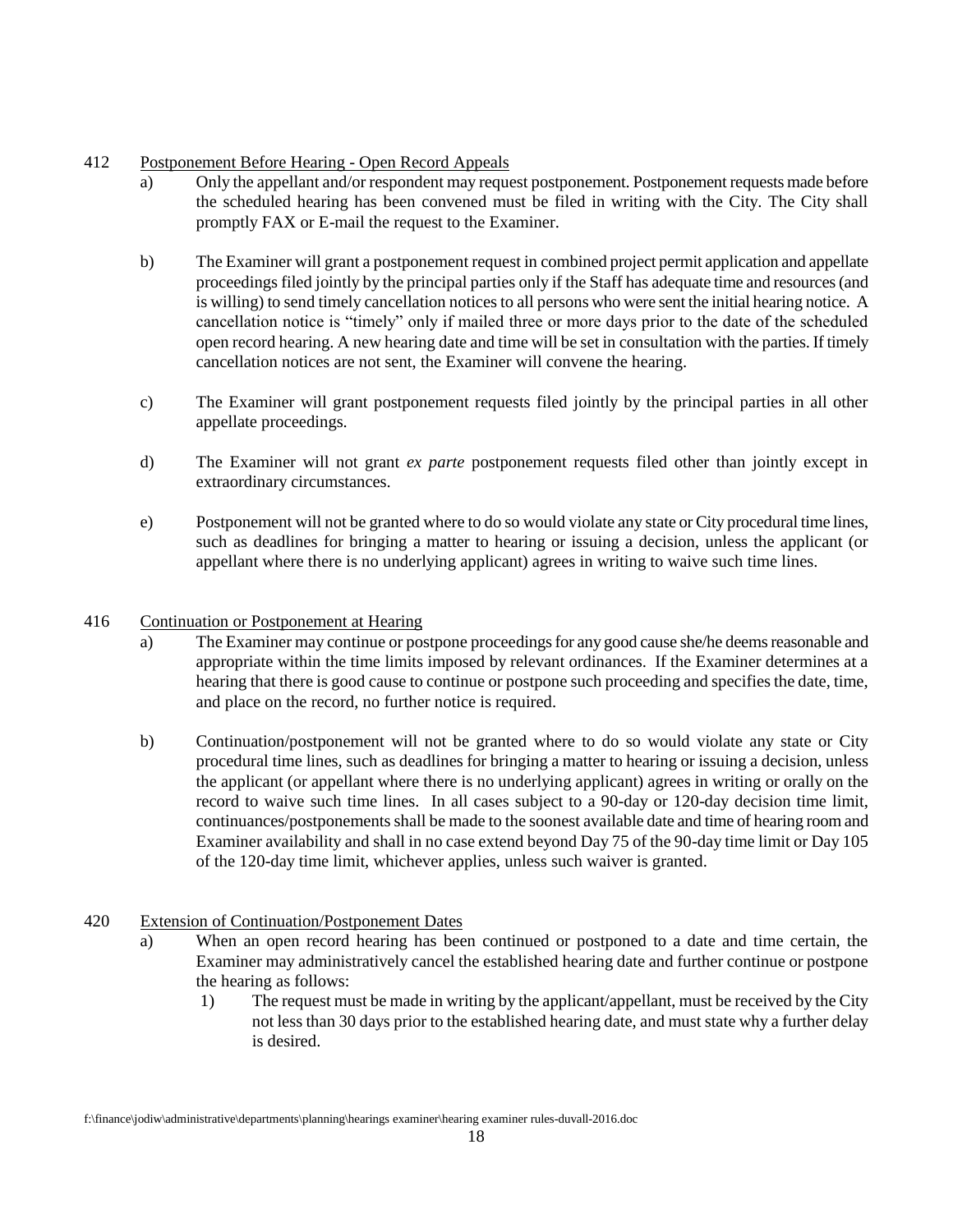412 Postponement Before Hearing - Open Record Appeals

a) Only the appellant and/or respondent may request postponement. Postponement requests made before the scheduled hearing has been convened must be filed in writing with the City. The City shall promptly FAX or E-mail the request to the Examiner.

b) The Examiner will grant a postponement request in combined project permit application and appellate proceedings filed jointly by the principal parties only if the Staff has adequate time and resources (and is willing) to send timely cancellation notices to all persons who were sent the initial hearing notice. A cancellation notice is "timely" only if mailed three or more days prior to the date of the scheduled open record hearing. A new hearing date and time will be set in consultation with the parties. If timely cancellation notices are not sent, the Examiner will convene the hearing.

c) The Examiner will grant postponement requests filed jointly by the principal parties in all other appellate proceedings.

d) The Examiner will not grant *ex parte* postponement requests filed other than jointly except in extraordinary circumstances.

e) Postponement will not be granted where to do so would violate any state or City procedural time lines, such as deadlines for bringing a matter to hearing or issuing a decision, unless the applicant (or appellant where there is no underlying applicant) agrees in writing to waive such time lines.

416 Continuation or Postponement at Hearing

a) The Examiner may continue or postpone proceedings for any good cause she/he deems reasonable and appropriate within the time limits imposed by relevant ordinances. If the Examiner determines at a hearing that there is good cause to continue or postpone such proceeding and specifies the date, time, and place on the record, no further notice is required.

b) Continuation/postponement will not be granted where to do so would violate any state or City procedural time lines, such as deadlines for bringing a matter to hearing or issuing a decision, unless the applicant (or appellant where there is no underlying applicant) agrees in writing or orally on the record to waive such time lines. In all cases subject to a 90-day or 120-day decision time limit, continuances/postponements shall be made to the soonest available date and time of hearing room and Examiner availability and shall in no case extend beyond Day 75 of the 90-day time limit or Day 105 of the 120-day time limit, whichever applies, unless such waiver is granted.

420 Extension of Continuation/Postponement Dates

a) When an open record hearing has been continued or postponed to a date and time certain, the Examiner may administratively cancel the established hearing date and further continue or postpone the hearing as follows:

   1) The request must be made in writing by the applicant/appellant, must be received by the City not less than 30 days prior to the established hearing date, and must state why a further delay is desired.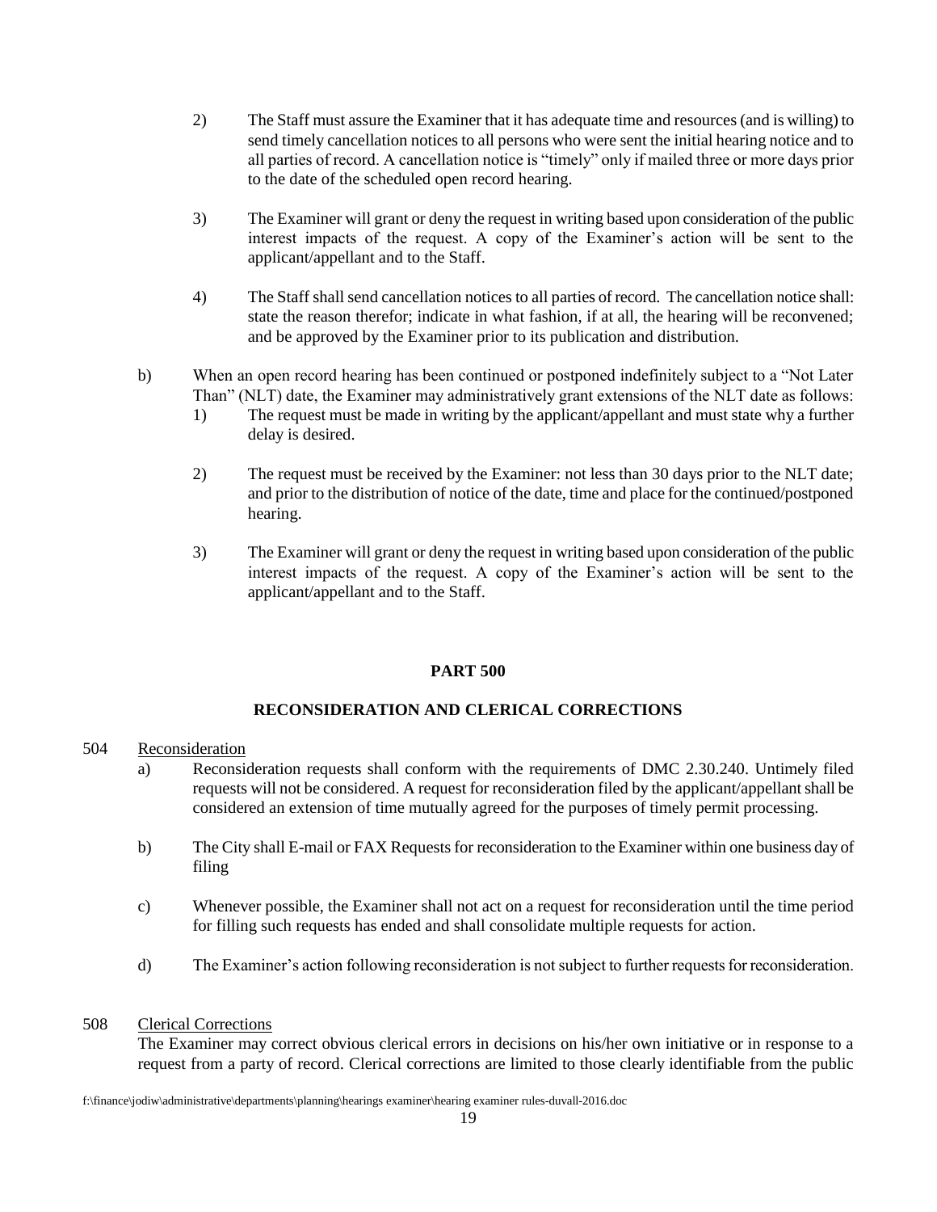2) The Staff must assure the Examiner that it has adequate time and resources (and is willing) to send timely cancellation notices to all persons who were sent the initial hearing notice and to all parties of record. A cancellation notice is "timely" only if mailed three or more days prior to the date of the scheduled open record hearing.

3) The Examiner will grant or deny the request in writing based upon consideration of the public interest impacts of the request. A copy of the Examiner's action will be sent to the applicant/appellant and to the Staff.

4) The Staff shall send cancellation notices to all parties of record. The cancellation notice shall: state the reason therefor; indicate in what fashion, if at all, the hearing will be reconvened; and be approved by the Examiner prior to its publication and distribution.

b) When an open record hearing has been continued or postponed indefinitely subject to a "Not Later Than" (NLT) date, the Examiner may administratively grant extensions of the NLT date as follows:

1) The request must be made in writing by the applicant/appellant and must state why a further delay is desired.

2) The request must be received by the Examiner: not less than 30 days prior to the NLT date; and prior to the distribution of notice of the date, time and place for the continued/postponed hearing.

3) The Examiner will grant or deny the request in writing based upon consideration of the public interest impacts of the request. A copy of the Examiner's action will be sent to the applicant/appellant and to the Staff.

## PART 500

## RECONSIDERATION AND CLERICAL CORRECTIONS

504 Reconsideration

a) Reconsideration requests shall conform with the requirements of DMC 2.30.240. Untimely filed requests will not be considered. A request for reconsideration filed by the applicant/appellant shall be considered an extension of time mutually agreed for the purposes of timely permit processing.

b) The City shall E-mail or FAX Requests for reconsideration to the Examiner within one business day of filing

c) Whenever possible, the Examiner shall not act on a request for reconsideration until the time period for filling such requests has ended and shall consolidate multiple requests for action.

d) The Examiner's action following reconsideration is not subject to further requests for reconsideration.

508 Clerical Corrections

The Examiner may correct obvious clerical errors in decisions on his/her own initiative or in response to a request from a party of record. Clerical corrections are limited to those clearly identifiable from the public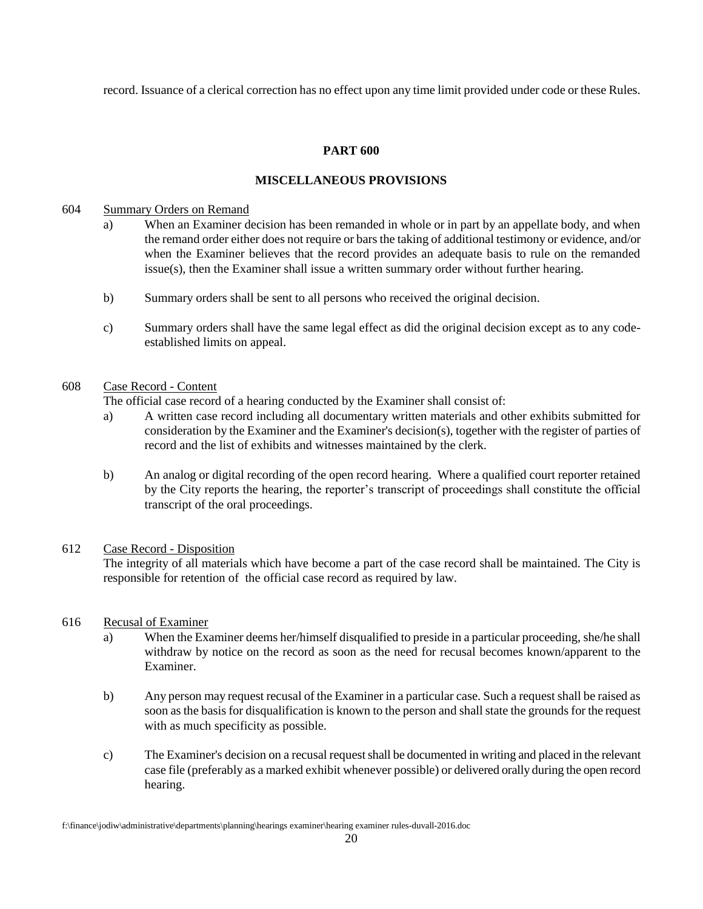record. Issuance of a clerical correction has no effect upon any time limit provided under code or these Rules.

## PART 600

## MISCELLANEOUS PROVISIONS

604 Summary Orders on Remand

a) When an Examiner decision has been remanded in whole or in part by an appellate body, and when the remand order either does not require or bars the taking of additional testimony or evidence, and/or when the Examiner believes that the record provides an adequate basis to rule on the remanded issue(s), then the Examiner shall issue a written summary order without further hearing.

b) Summary orders shall be sent to all persons who received the original decision.

c) Summary orders shall have the same legal effect as did the original decision except as to any code-established limits on appeal.

608 Case Record - Content

The official case record of a hearing conducted by the Examiner shall consist of:

a) A written case record including all documentary written materials and other exhibits submitted for consideration by the Examiner and the Examiner's decision(s), together with the register of parties of record and the list of exhibits and witnesses maintained by the clerk.

b) An analog or digital recording of the open record hearing. Where a qualified court reporter retained by the City reports the hearing, the reporter's transcript of proceedings shall constitute the official transcript of the oral proceedings.

612 Case Record - Disposition

The integrity of all materials which have become a part of the case record shall be maintained. The City is responsible for retention of the official case record as required by law.

616 Recusal of Examiner

a) When the Examiner deems her/himself disqualified to preside in a particular proceeding, she/he shall withdraw by notice on the record as soon as the need for recusal becomes known/apparent to the Examiner.

b) Any person may request recusal of the Examiner in a particular case. Such a request shall be raised as soon as the basis for disqualification is known to the person and shall state the grounds for the request with as much specificity as possible.

c) The Examiner's decision on a recusal request shall be documented in writing and placed in the relevant case file (preferably as a marked exhibit whenever possible) or delivered orally during the open record hearing.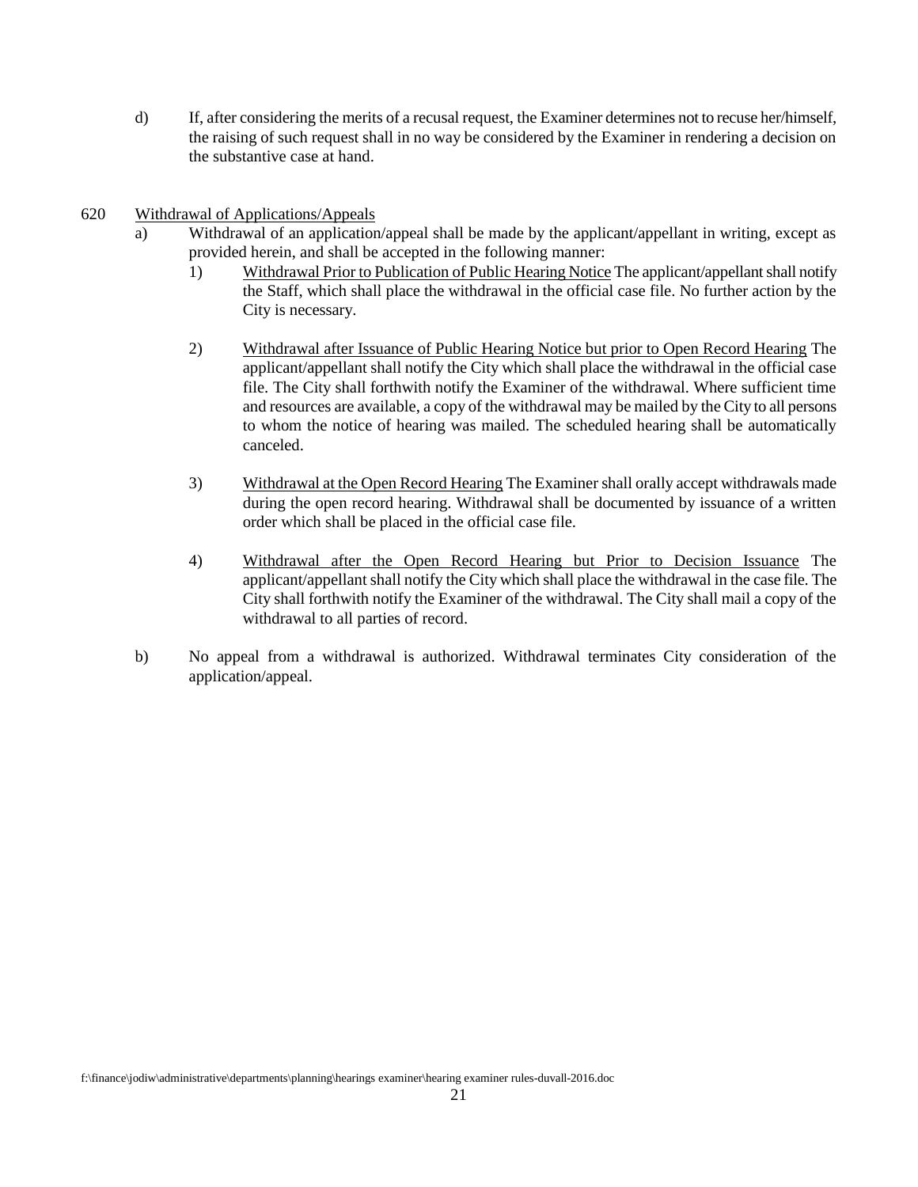d) If, after considering the merits of a recusal request, the Examiner determines not to recuse her/himself, the raising of such request shall in no way be considered by the Examiner in rendering a decision on the substantive case at hand.

620 Withdrawal of Applications/Appeals

a) Withdrawal of an application/appeal shall be made by the applicant/appellant in writing, except as provided herein, and shall be accepted in the following manner:

1) Withdrawal Prior to Publication of Public Hearing Notice The applicant/appellant shall notify the Staff, which shall place the withdrawal in the official case file. No further action by the City is necessary.

2) Withdrawal after Issuance of Public Hearing Notice but prior to Open Record Hearing The applicant/appellant shall notify the City which shall place the withdrawal in the official case file. The City shall forthwith notify the Examiner of the withdrawal. Where sufficient time and resources are available, a copy of the withdrawal may be mailed by the City to all persons to whom the notice of hearing was mailed. The scheduled hearing shall be automatically canceled.

3) Withdrawal at the Open Record Hearing The Examiner shall orally accept withdrawals made during the open record hearing. Withdrawal shall be documented by issuance of a written order which shall be placed in the official case file.

4) Withdrawal after the Open Record Hearing but Prior to Decision Issuance The applicant/appellant shall notify the City which shall place the withdrawal in the case file. The City shall forthwith notify the Examiner of the withdrawal. The City shall mail a copy of the withdrawal to all parties of record.

b) No appeal from a withdrawal is authorized. Withdrawal terminates City consideration of the application/appeal.